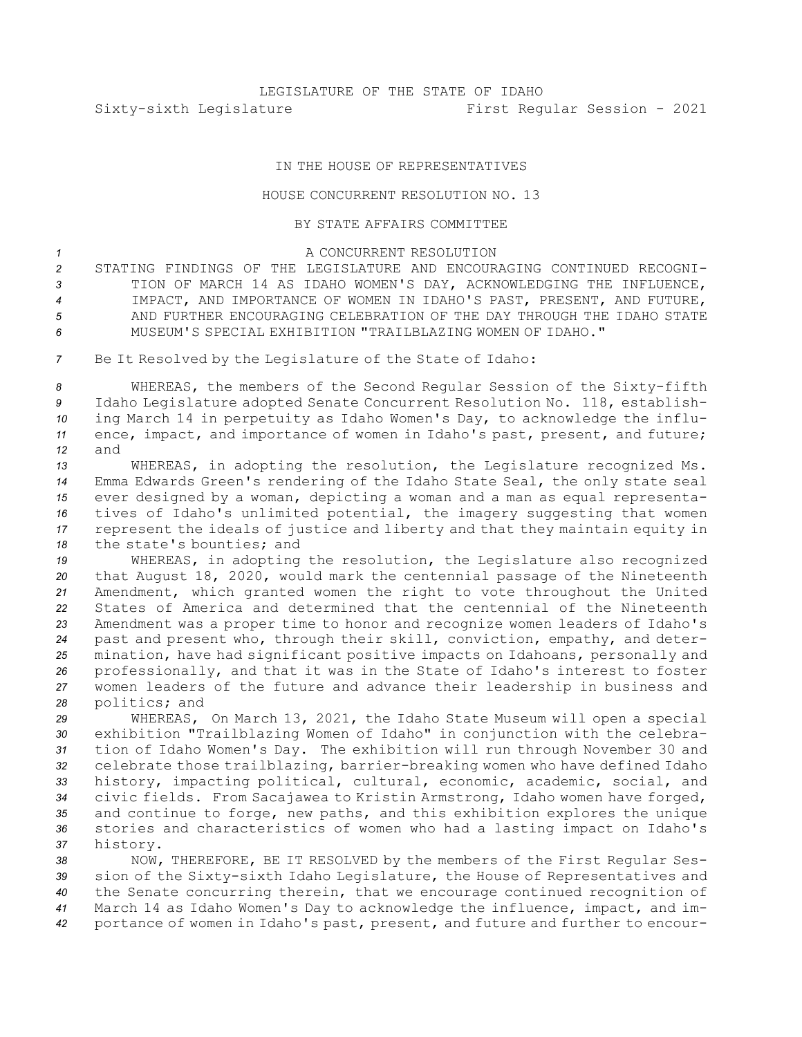LEGISLATURE OF THE STATE OF IDAHO

Sixty-sixth Legislature                                        First Regular Session - 2021

IN THE HOUSE OF REPRESENTATIVES

HOUSE CONCURRENT RESOLUTION NO. 13

BY STATE AFFAIRS COMMITTEE

A CONCURRENT RESOLUTION

STATING FINDINGS OF THE LEGISLATURE AND ENCOURAGING CONTINUED RECOGNITION OF MARCH 14 AS IDAHO WOMEN'S DAY, ACKNOWLEDGING THE INFLUENCE, IMPACT, AND IMPORTANCE OF WOMEN IN IDAHO'S PAST, PRESENT, AND FUTURE, AND FURTHER ENCOURAGING CELEBRATION OF THE DAY THROUGH THE IDAHO STATE MUSEUM'S SPECIAL EXHIBITION "TRAILBLAZING WOMEN OF IDAHO."

Be It Resolved by the Legislature of the State of Idaho:

WHEREAS, the members of the Second Regular Session of the Sixty-fifth Idaho Legislature adopted Senate Concurrent Resolution No. 118, establishing March 14 in perpetuity as Idaho Women's Day, to acknowledge the influence, impact, and importance of women in Idaho's past, present, and future; and

WHEREAS, in adopting the resolution, the Legislature recognized Ms. Emma Edwards Green's rendering of the Idaho State Seal, the only state seal ever designed by a woman, depicting a woman and a man as equal representatives of Idaho's unlimited potential, the imagery suggesting that women represent the ideals of justice and liberty and that they maintain equity in the state's bounties; and

WHEREAS, in adopting the resolution, the Legislature also recognized that August 18, 2020, would mark the centennial passage of the Nineteenth Amendment, which granted women the right to vote throughout the United States of America and determined that the centennial of the Nineteenth Amendment was a proper time to honor and recognize women leaders of Idaho's past and present who, through their skill, conviction, empathy, and determination, have had significant positive impacts on Idahoans, personally and professionally, and that it was in the State of Idaho's interest to foster women leaders of the future and advance their leadership in business and politics; and

WHEREAS, On March 13, 2021, the Idaho State Museum will open a special exhibition "Trailblazing Women of Idaho" in conjunction with the celebration of Idaho Women's Day. The exhibition will run through November 30 and celebrate those trailblazing, barrier-breaking women who have defined Idaho history, impacting political, cultural, economic, academic, social, and civic fields. From Sacajawea to Kristin Armstrong, Idaho women have forged, and continue to forge, new paths, and this exhibition explores the unique stories and characteristics of women who had a lasting impact on Idaho's history.

NOW, THEREFORE, BE IT RESOLVED by the members of the First Regular Session of the Sixty-sixth Idaho Legislature, the House of Representatives and the Senate concurring therein, that we encourage continued recognition of March 14 as Idaho Women's Day to acknowledge the influence, impact, and importance of women in Idaho's past, present, and future and further to encour-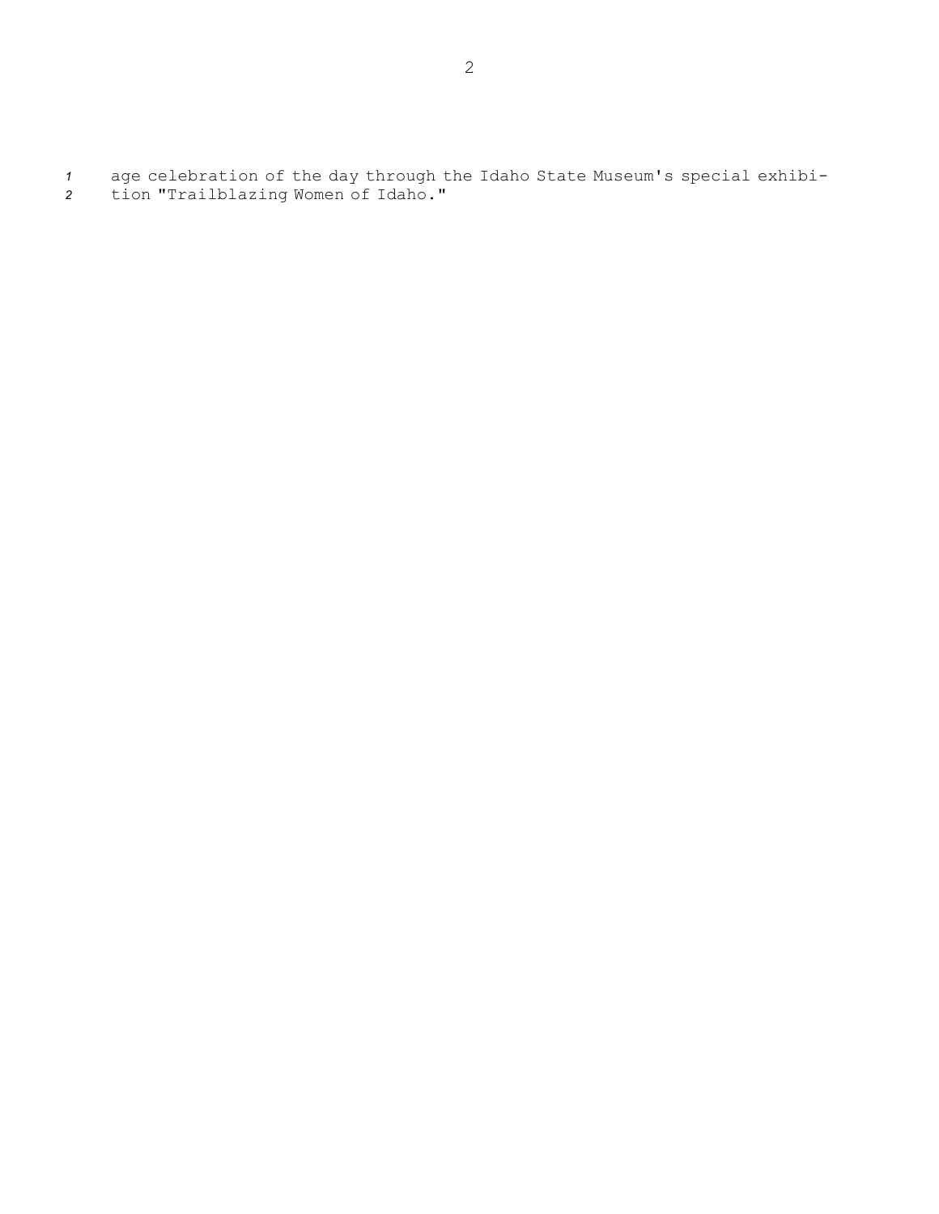age celebration of the day through the Idaho State Museum's special exhibition "Trailblazing Women of Idaho."